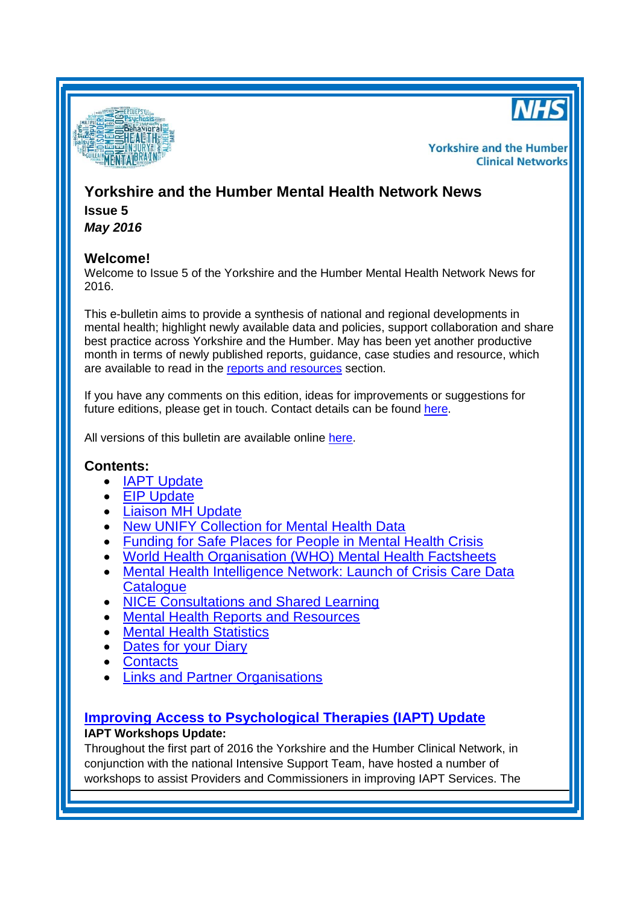Yorkshire and the Humber Clinical Networks

# Yorkshire and the Humber Mental Health Network News

**Issue 5**

***May 2016***

## Welcome!

Welcome to Issue 5 of the Yorkshire and the Humber Mental Health Network News for 2016.

This e-bulletin aims to provide a synthesis of national and regional developments in mental health; highlight newly available data and policies, support collaboration and share best practice across Yorkshire and the Humber. May has been yet another productive month in terms of newly published reports, guidance, case studies and resource, which are available to read in the reports and resources section.

If you have any comments on this edition, ideas for improvements or suggestions for future editions, please get in touch. Contact details can be found here.

All versions of this bulletin are available online here.

## Contents:

- IAPT Update
- EIP Update
- Liaison MH Update
- New UNIFY Collection for Mental Health Data
- Funding for Safe Places for People in Mental Health Crisis
- World Health Organisation (WHO) Mental Health Factsheets
- Mental Health Intelligence Network: Launch of Crisis Care Data Catalogue
- NICE Consultations and Shared Learning
- Mental Health Reports and Resources
- Mental Health Statistics
- Dates for your Diary
- Contacts
- Links and Partner Organisations

## Improving Access to Psychological Therapies (IAPT) Update

**IAPT Workshops Update:**

Throughout the first part of 2016 the Yorkshire and the Humber Clinical Network, in conjunction with the national Intensive Support Team, have hosted a number of workshops to assist Providers and Commissioners in improving IAPT Services. The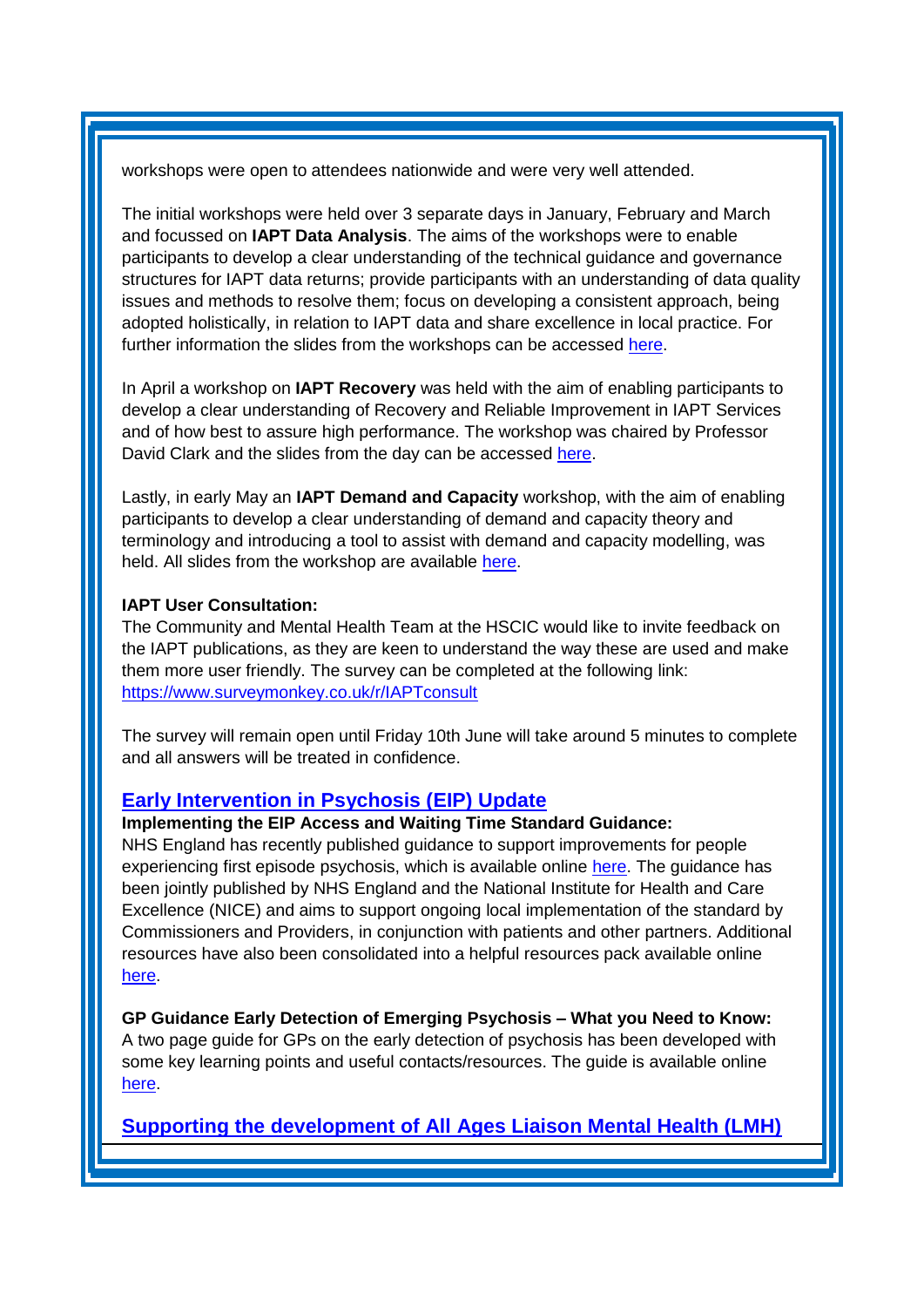workshops were open to attendees nationwide and were very well attended.

The initial workshops were held over 3 separate days in January, February and March and focussed on **IAPT Data Analysis**. The aims of the workshops were to enable participants to develop a clear understanding of the technical guidance and governance structures for IAPT data returns; provide participants with an understanding of data quality issues and methods to resolve them; focus on developing a consistent approach, being adopted holistically, in relation to IAPT data and share excellence in local practice. For further information the slides from the workshops can be accessed here.

In April a workshop on **IAPT Recovery** was held with the aim of enabling participants to develop a clear understanding of Recovery and Reliable Improvement in IAPT Services and of how best to assure high performance. The workshop was chaired by Professor David Clark and the slides from the day can be accessed here.

Lastly, in early May an **IAPT Demand and Capacity** workshop, with the aim of enabling participants to develop a clear understanding of demand and capacity theory and terminology and introducing a tool to assist with demand and capacity modelling, was held. All slides from the workshop are available here.

**IAPT User Consultation:**
The Community and Mental Health Team at the HSCIC would like to invite feedback on the IAPT publications, as they are keen to understand the way these are used and make them more user friendly. The survey can be completed at the following link: https://www.surveymonkey.co.uk/r/IAPTconsult

The survey will remain open until Friday 10th June will take around 5 minutes to complete and all answers will be treated in confidence.

## Early Intervention in Psychosis (EIP) Update

**Implementing the EIP Access and Waiting Time Standard Guidance:**
NHS England has recently published guidance to support improvements for people experiencing first episode psychosis, which is available online here. The guidance has been jointly published by NHS England and the National Institute for Health and Care Excellence (NICE) and aims to support ongoing local implementation of the standard by Commissioners and Providers, in conjunction with patients and other partners. Additional resources have also been consolidated into a helpful resources pack available online here.

**GP Guidance Early Detection of Emerging Psychosis – What you Need to Know:**
A two page guide for GPs on the early detection of psychosis has been developed with some key learning points and useful contacts/resources. The guide is available online here.

## Supporting the development of All Ages Liaison Mental Health (LMH)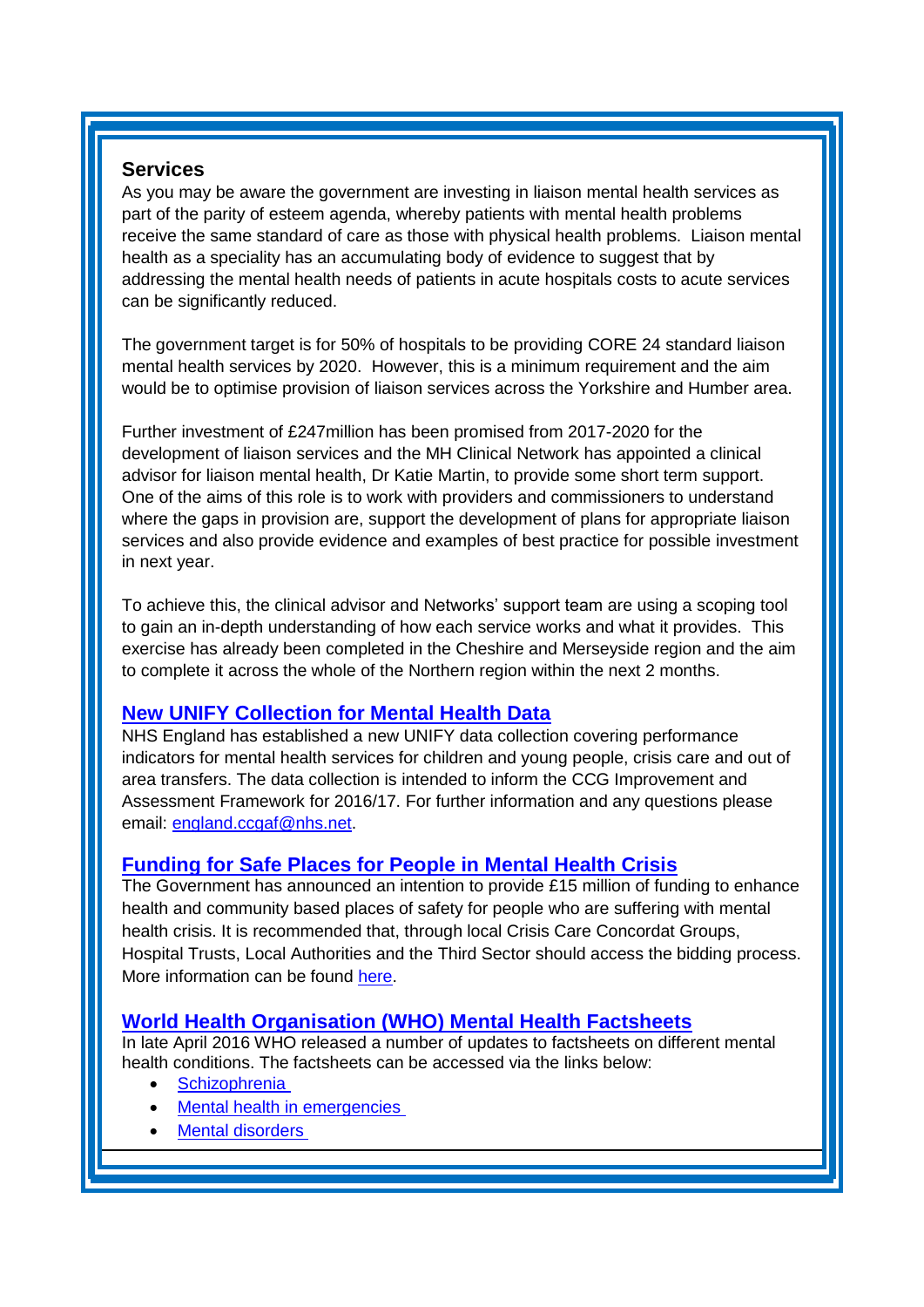## Services

As you may be aware the government are investing in liaison mental health services as part of the parity of esteem agenda, whereby patients with mental health problems receive the same standard of care as those with physical health problems. Liaison mental health as a speciality has an accumulating body of evidence to suggest that by addressing the mental health needs of patients in acute hospitals costs to acute services can be significantly reduced.

The government target is for 50% of hospitals to be providing CORE 24 standard liaison mental health services by 2020. However, this is a minimum requirement and the aim would be to optimise provision of liaison services across the Yorkshire and Humber area.

Further investment of £247million has been promised from 2017-2020 for the development of liaison services and the MH Clinical Network has appointed a clinical advisor for liaison mental health, Dr Katie Martin, to provide some short term support. One of the aims of this role is to work with providers and commissioners to understand where the gaps in provision are, support the development of plans for appropriate liaison services and also provide evidence and examples of best practice for possible investment in next year.

To achieve this, the clinical advisor and Networks' support team are using a scoping tool to gain an in-depth understanding of how each service works and what it provides. This exercise has already been completed in the Cheshire and Merseyside region and the aim to complete it across the whole of the Northern region within the next 2 months.

## New UNIFY Collection for Mental Health Data

NHS England has established a new UNIFY data collection covering performance indicators for mental health services for children and young people, crisis care and out of area transfers. The data collection is intended to inform the CCG Improvement and Assessment Framework for 2016/17. For further information and any questions please email: england.ccgaf@nhs.net.

## Funding for Safe Places for People in Mental Health Crisis

The Government has announced an intention to provide £15 million of funding to enhance health and community based places of safety for people who are suffering with mental health crisis. It is recommended that, through local Crisis Care Concordat Groups, Hospital Trusts, Local Authorities and the Third Sector should access the bidding process. More information can be found here.

## World Health Organisation (WHO) Mental Health Factsheets

In late April 2016 WHO released a number of updates to factsheets on different mental health conditions. The factsheets can be accessed via the links below:

- Schizophrenia
- Mental health in emergencies
- Mental disorders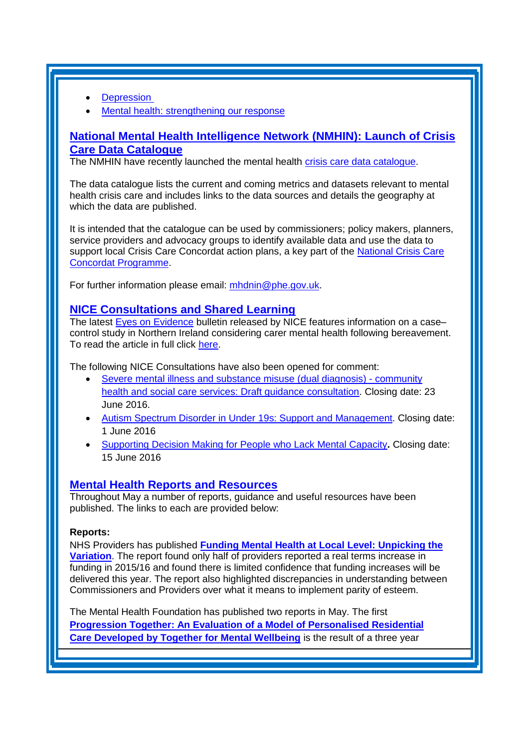- Depression
- Mental health: strengthening our response

## National Mental Health Intelligence Network (NMHIN): Launch of Crisis Care Data Catalogue

The NMHIN have recently launched the mental health crisis care data catalogue.

The data catalogue lists the current and coming metrics and datasets relevant to mental health crisis care and includes links to the data sources and details the geography at which the data are published.

It is intended that the catalogue can be used by commissioners; policy makers, planners, service providers and advocacy groups to identify available data and use the data to support local Crisis Care Concordat action plans, a key part of the National Crisis Care Concordat Programme.

For further information please email: mhdnin@phe.gov.uk.

## NICE Consultations and Shared Learning

The latest Eyes on Evidence bulletin released by NICE features information on a case–control study in Northern Ireland considering carer mental health following bereavement. To read the article in full click here.

The following NICE Consultations have also been opened for comment:

- Severe mental illness and substance misuse (dual diagnosis) - community health and social care services: Draft guidance consultation. Closing date: 23 June 2016.
- Autism Spectrum Disorder in Under 19s: Support and Management. Closing date: 1 June 2016
- Supporting Decision Making for People who Lack Mental Capacity**.** Closing date: 15 June 2016

## Mental Health Reports and Resources

Throughout May a number of reports, guidance and useful resources have been published. The links to each are provided below:

**Reports:**

NHS Providers has published **Funding Mental Health at Local Level: Unpicking the Variation**. The report found only half of providers reported a real terms increase in funding in 2015/16 and found there is limited confidence that funding increases will be delivered this year. The report also highlighted discrepancies in understanding between Commissioners and Providers over what it means to implement parity of esteem.

The Mental Health Foundation has published two reports in May. The first **Progression Together: An Evaluation of a Model of Personalised Residential Care Developed by Together for Mental Wellbeing** is the result of a three year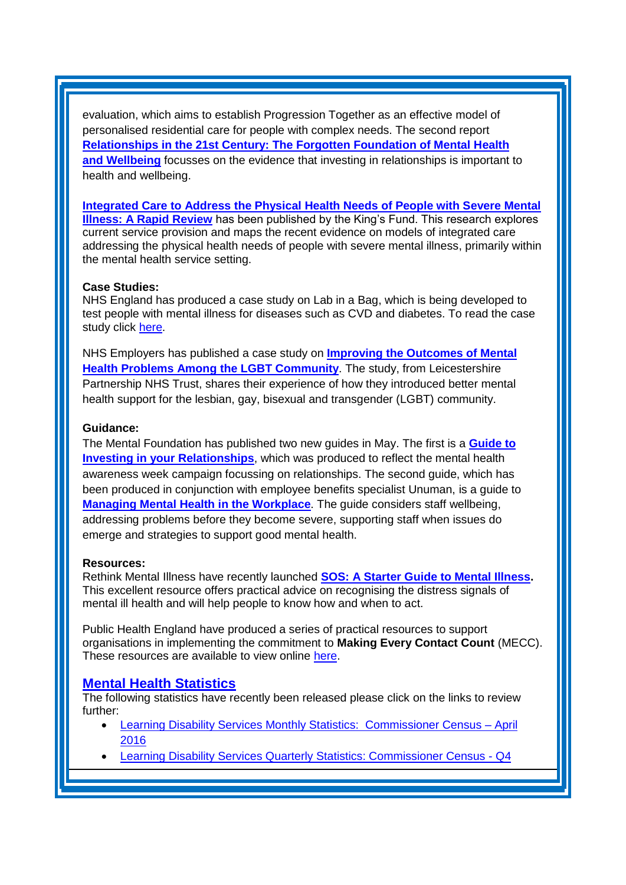evaluation, which aims to establish Progression Together as an effective model of personalised residential care for people with complex needs. The second report **Relationships in the 21st Century: The Forgotten Foundation of Mental Health and Wellbeing** focusses on the evidence that investing in relationships is important to health and wellbeing.

**Integrated Care to Address the Physical Health Needs of People with Severe Mental Illness: A Rapid Review** has been published by the King's Fund. This research explores current service provision and maps the recent evidence on models of integrated care addressing the physical health needs of people with severe mental illness, primarily within the mental health service setting.

**Case Studies:**
NHS England has produced a case study on Lab in a Bag, which is being developed to test people with mental illness for diseases such as CVD and diabetes. To read the case study click here.

NHS Employers has published a case study on **Improving the Outcomes of Mental Health Problems Among the LGBT Community**. The study, from Leicestershire Partnership NHS Trust, shares their experience of how they introduced better mental health support for the lesbian, gay, bisexual and transgender (LGBT) community.

**Guidance:**
The Mental Foundation has published two new guides in May. The first is a **Guide to Investing in your Relationships**, which was produced to reflect the mental health awareness week campaign focussing on relationships. The second guide, which has been produced in conjunction with employee benefits specialist Unuman, is a guide to **Managing Mental Health in the Workplace**. The guide considers staff wellbeing, addressing problems before they become severe, supporting staff when issues do emerge and strategies to support good mental health.

**Resources:**
Rethink Mental Illness have recently launched **SOS: A Starter Guide to Mental Illness.** This excellent resource offers practical advice on recognising the distress signals of mental ill health and will help people to know how and when to act.

Public Health England have produced a series of practical resources to support organisations in implementing the commitment to **Making Every Contact Count** (MECC). These resources are available to view online here.

## Mental Health Statistics

The following statistics have recently been released please click on the links to review further:

- Learning Disability Services Monthly Statistics: Commissioner Census – April 2016
- Learning Disability Services Quarterly Statistics: Commissioner Census - Q4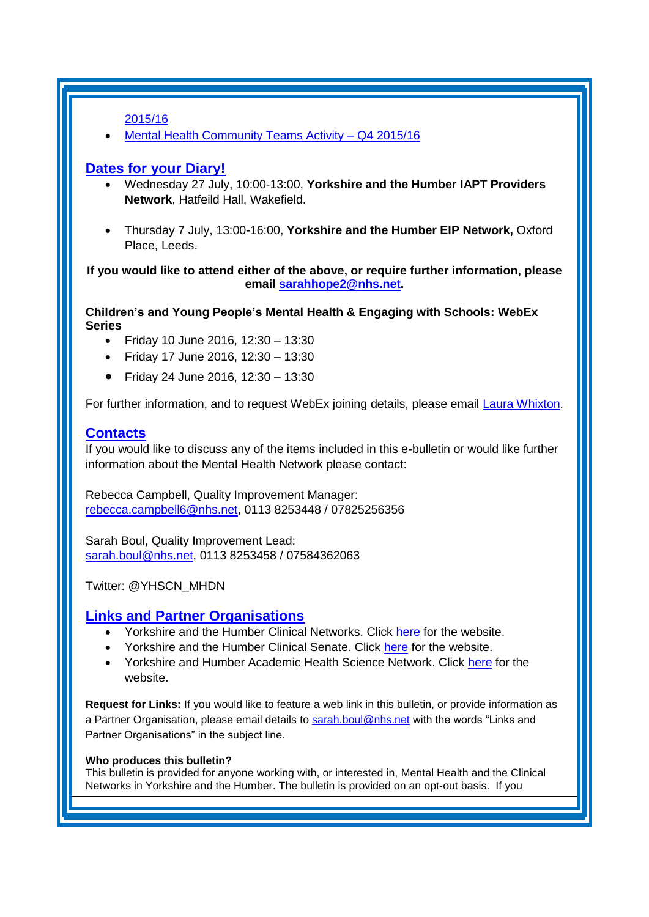2015/16
- Mental Health Community Teams Activity – Q4 2015/16

## Dates for your Diary!

- Wednesday 27 July, 10:00-13:00, **Yorkshire and the Humber IAPT Providers Network**, Hatfeild Hall, Wakefield.

- Thursday 7 July, 13:00-16:00, **Yorkshire and the Humber EIP Network,** Oxford Place, Leeds.

**If you would like to attend either of the above, or require further information, please email sarahhope2@nhs.net.**

**Children's and Young People's Mental Health & Engaging with Schools: WebEx Series**

- Friday 10 June 2016, 12:30 – 13:30
- Friday 17 June 2016, 12:30 – 13:30
- Friday 24 June 2016, 12:30 – 13:30

For further information, and to request WebEx joining details, please email Laura Whixton.

## Contacts

If you would like to discuss any of the items included in this e-bulletin or would like further information about the Mental Health Network please contact:

Rebecca Campbell, Quality Improvement Manager:
rebecca.campbell6@nhs.net, 0113 8253448 / 07825256356

Sarah Boul, Quality Improvement Lead:
sarah.boul@nhs.net, 0113 8253458 / 07584362063

Twitter: @YHSCN_MHDN

## Links and Partner Organisations

- Yorkshire and the Humber Clinical Networks. Click here for the website.
- Yorkshire and the Humber Clinical Senate. Click here for the website.
- Yorkshire and Humber Academic Health Science Network. Click here for the website.

**Request for Links:** If you would like to feature a web link in this bulletin, or provide information as a Partner Organisation, please email details to sarah.boul@nhs.net with the words "Links and Partner Organisations" in the subject line.

**Who produces this bulletin?**

This bulletin is provided for anyone working with, or interested in, Mental Health and the Clinical Networks in Yorkshire and the Humber. The bulletin is provided on an opt-out basis. If you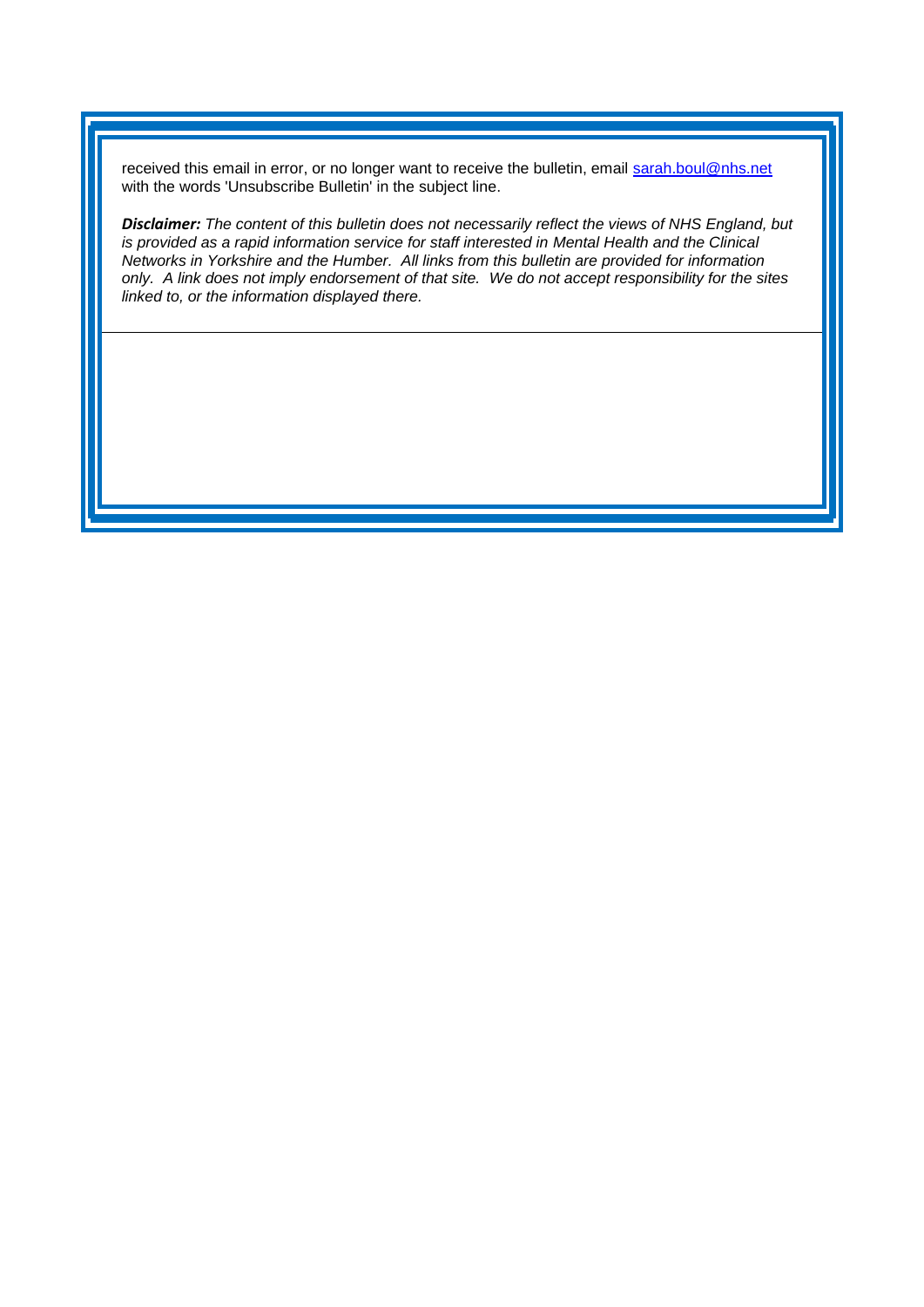received this email in error, or no longer want to receive the bulletin, email [sarah.boul@nhs.net](mailto:sarah.boul@nhs.net) with the words 'Unsubscribe Bulletin' in the subject line.

***Disclaimer:*** *The content of this bulletin does not necessarily reflect the views of NHS England, but is provided as a rapid information service for staff interested in Mental Health and the Clinical Networks in Yorkshire and the Humber. All links from this bulletin are provided for information only. A link does not imply endorsement of that site. We do not accept responsibility for the sites linked to, or the information displayed there.*